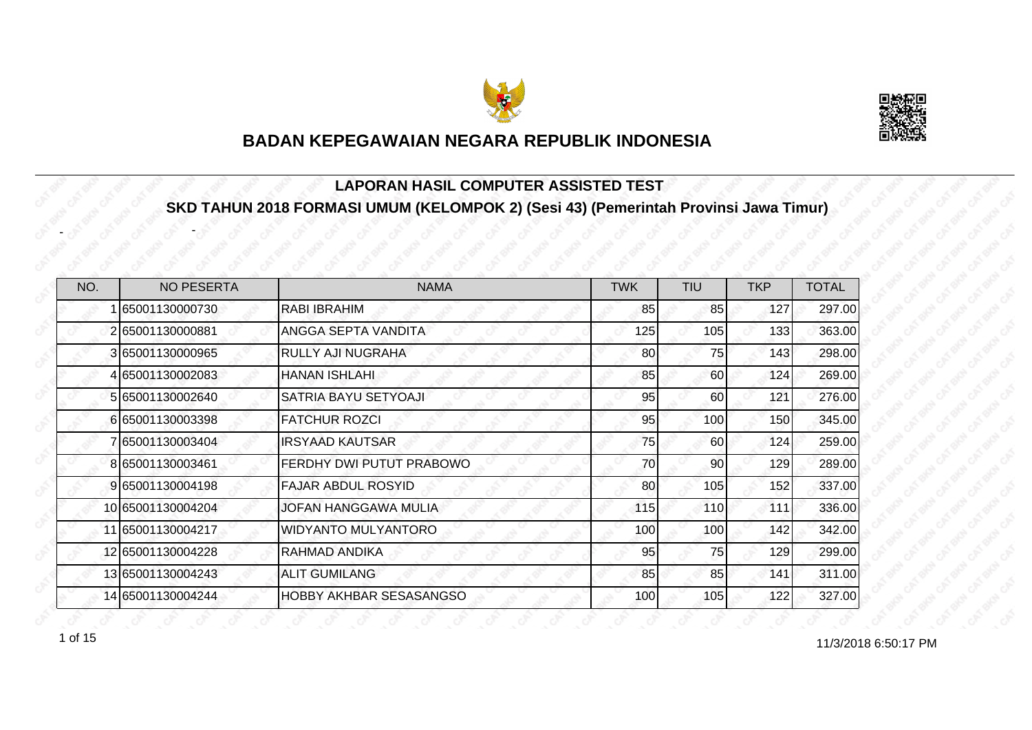# BADAN KEPEGAWAIAN NEGARA REPUBLIK INDONESIA

## LAPORAN HASIL COMPUTER ASSISTED TEST

## SKD TAHUN 2018 FORMASI UMUM (KELOMPOK 2) (Sesi 43) (Pemerintah Provinsi Jawa Timur)

- -

| NO. | NO PESERTA | NAMA | TWK | TIU | TKP | TOTAL |
|---|---|---|---|---|---|---|
| 1 | 65001130000730 | RABI IBRAHIM | 85 | 85 | 127 | 297.00 |
| 2 | 65001130000881 | ANGGA SEPTA VANDITA | 125 | 105 | 133 | 363.00 |
| 3 | 65001130000965 | RULLY AJI NUGRAHA | 80 | 75 | 143 | 298.00 |
| 4 | 65001130002083 | HANAN ISHLAHI | 85 | 60 | 124 | 269.00 |
| 5 | 65001130002640 | SATRIA BAYU SETYOAJI | 95 | 60 | 121 | 276.00 |
| 6 | 65001130003398 | FATCHUR ROZCI | 95 | 100 | 150 | 345.00 |
| 7 | 65001130003404 | IRSYAAD KAUTSAR | 75 | 60 | 124 | 259.00 |
| 8 | 65001130003461 | FERDHY DWI PUTUT PRABOWO | 70 | 90 | 129 | 289.00 |
| 9 | 65001130004198 | FAJAR ABDUL ROSYID | 80 | 105 | 152 | 337.00 |
| 10 | 65001130004204 | JOFAN HANGGAWA MULIA | 115 | 110 | 111 | 336.00 |
| 11 | 65001130004217 | WIDYANTO MULYANTORO | 100 | 100 | 142 | 342.00 |
| 12 | 65001130004228 | RAHMAD ANDIKA | 95 | 75 | 129 | 299.00 |
| 13 | 65001130004243 | ALIT GUMILANG | 85 | 85 | 141 | 311.00 |
| 14 | 65001130004244 | HOBBY AKHBAR SESASANGSO | 100 | 105 | 122 | 327.00 |

11/3/2018 6:50:17 PM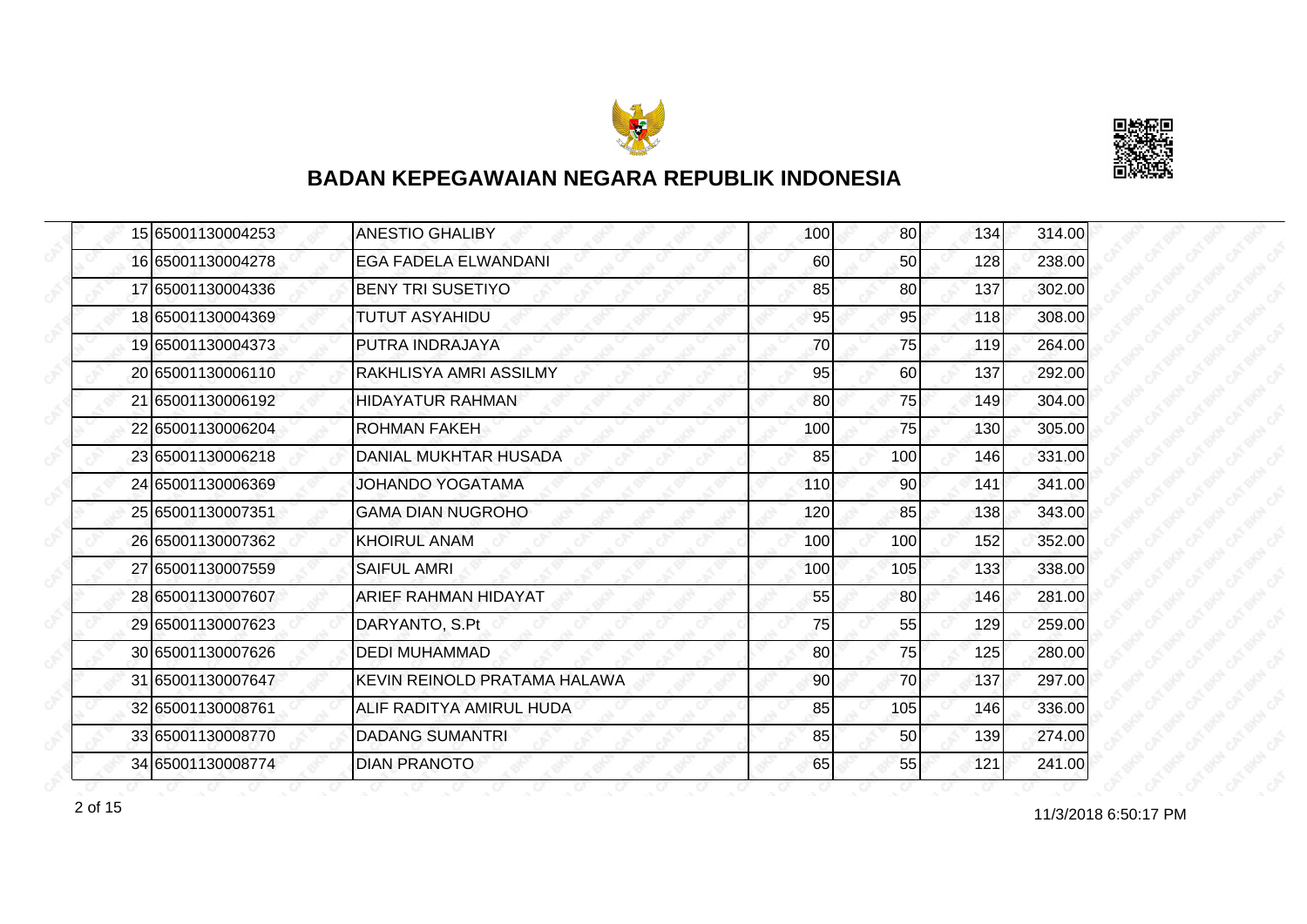## BADAN KEPEGAWAIAN NEGARA REPUBLIK INDONESIA

| | | | | | | |
|---|---|---|---|---|---|---|
| 15 | 65001130004253 | ANESTIO GHALIBY | 100 | 80 | 134 | 314.00 |
| 16 | 65001130004278 | EGA FADELA ELWANDANI | 60 | 50 | 128 | 238.00 |
| 17 | 65001130004336 | BENY TRI SUSETIYO | 85 | 80 | 137 | 302.00 |
| 18 | 65001130004369 | TUTUT ASYAHIDU | 95 | 95 | 118 | 308.00 |
| 19 | 65001130004373 | PUTRA INDRAJAYA | 70 | 75 | 119 | 264.00 |
| 20 | 65001130006110 | RAKHLISYA AMRI ASSILMY | 95 | 60 | 137 | 292.00 |
| 21 | 65001130006192 | HIDAYATUR RAHMAN | 80 | 75 | 149 | 304.00 |
| 22 | 65001130006204 | ROHMAN FAKEH | 100 | 75 | 130 | 305.00 |
| 23 | 65001130006218 | DANIAL MUKHTAR HUSADA | 85 | 100 | 146 | 331.00 |
| 24 | 65001130006369 | JOHANDO YOGATAMA | 110 | 90 | 141 | 341.00 |
| 25 | 65001130007351 | GAMA DIAN NUGROHO | 120 | 85 | 138 | 343.00 |
| 26 | 65001130007362 | KHOIRUL ANAM | 100 | 100 | 152 | 352.00 |
| 27 | 65001130007559 | SAIFUL AMRI | 100 | 105 | 133 | 338.00 |
| 28 | 65001130007607 | ARIEF RAHMAN HIDAYAT | 55 | 80 | 146 | 281.00 |
| 29 | 65001130007623 | DARYANTO, S.Pt | 75 | 55 | 129 | 259.00 |
| 30 | 65001130007626 | DEDI MUHAMMAD | 80 | 75 | 125 | 280.00 |
| 31 | 65001130007647 | KEVIN REINOLD PRATAMA HALAWA | 90 | 70 | 137 | 297.00 |
| 32 | 65001130008761 | ALIF RADITYA AMIRUL HUDA | 85 | 105 | 146 | 336.00 |
| 33 | 65001130008770 | DADANG SUMANTRI | 85 | 50 | 139 | 274.00 |
| 34 | 65001130008774 | DIAN PRANOTO | 65 | 55 | 121 | 241.00 |

11/3/2018 6:50:17 PM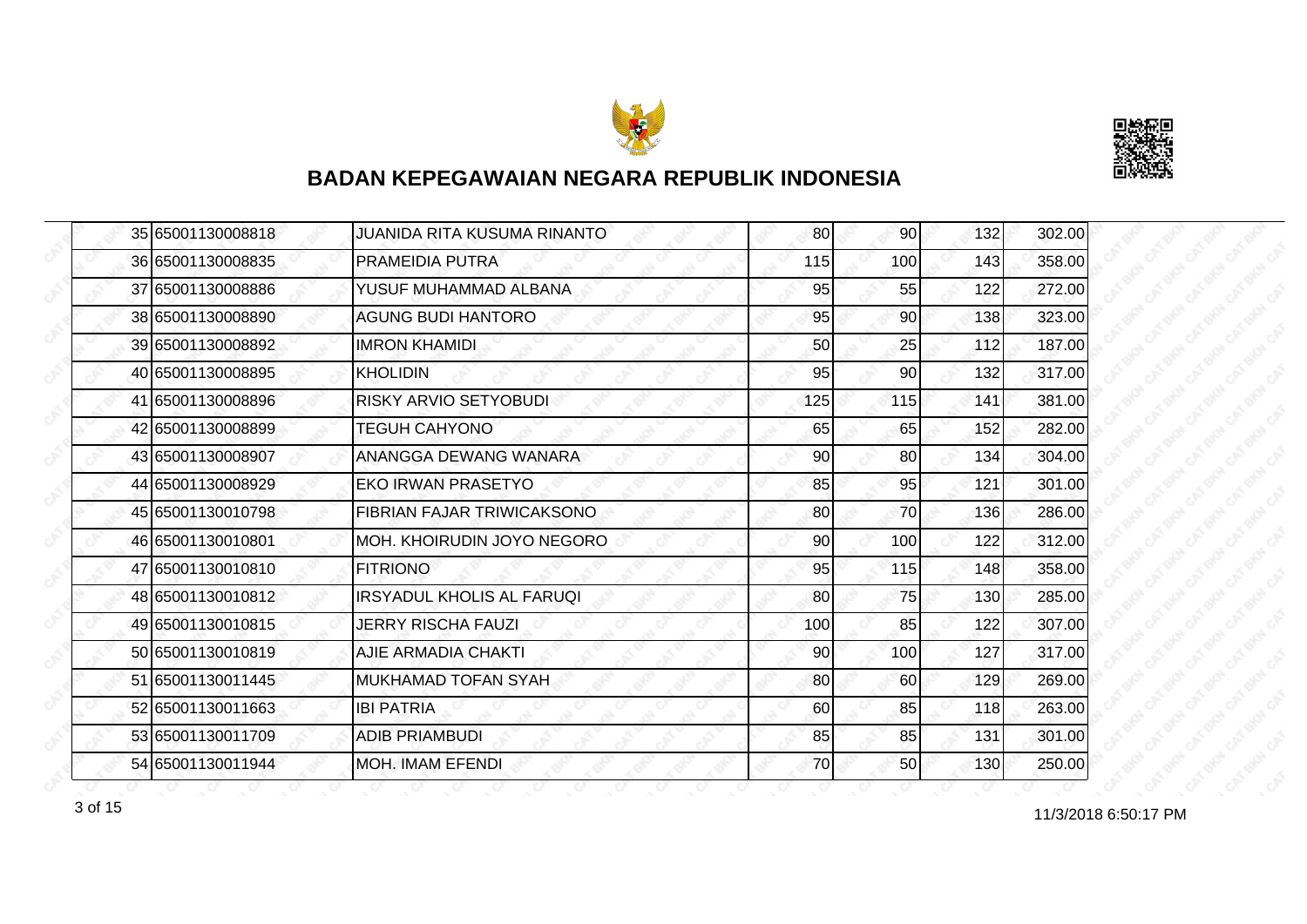## BADAN KEPEGAWAIAN NEGARA REPUBLIK INDONESIA

| | | | | | | |
|---|---|---|---|---|---|---|
| 35 | 65001130008818 | JUANIDA RITA KUSUMA RINANTO | 80 | 90 | 132 | 302.00 |
| 36 | 65001130008835 | PRAMEIDIA PUTRA | 115 | 100 | 143 | 358.00 |
| 37 | 65001130008886 | YUSUF MUHAMMAD ALBANA | 95 | 55 | 122 | 272.00 |
| 38 | 65001130008890 | AGUNG BUDI HANTORO | 95 | 90 | 138 | 323.00 |
| 39 | 65001130008892 | IMRON KHAMIDI | 50 | 25 | 112 | 187.00 |
| 40 | 65001130008895 | KHOLIDIN | 95 | 90 | 132 | 317.00 |
| 41 | 65001130008896 | RISKY ARVIO SETYOBUDI | 125 | 115 | 141 | 381.00 |
| 42 | 65001130008899 | TEGUH CAHYONO | 65 | 65 | 152 | 282.00 |
| 43 | 65001130008907 | ANANGGA DEWANG WANARA | 90 | 80 | 134 | 304.00 |
| 44 | 65001130008929 | EKO IRWAN PRASETYO | 85 | 95 | 121 | 301.00 |
| 45 | 65001130010798 | FIBRIAN FAJAR TRIWICAKSONO | 80 | 70 | 136 | 286.00 |
| 46 | 65001130010801 | MOH. KHOIRUDIN JOYO NEGORO | 90 | 100 | 122 | 312.00 |
| 47 | 65001130010810 | FITRIONO | 95 | 115 | 148 | 358.00 |
| 48 | 65001130010812 | IRSYADUL KHOLIS AL FARUQI | 80 | 75 | 130 | 285.00 |
| 49 | 65001130010815 | JERRY RISCHA FAUZI | 100 | 85 | 122 | 307.00 |
| 50 | 65001130010819 | AJIE ARMADIA CHAKTI | 90 | 100 | 127 | 317.00 |
| 51 | 65001130011445 | MUKHAMAD TOFAN SYAH | 80 | 60 | 129 | 269.00 |
| 52 | 65001130011663 | IBI PATRIA | 60 | 85 | 118 | 263.00 |
| 53 | 65001130011709 | ADIB PRIAMBUDI | 85 | 85 | 131 | 301.00 |
| 54 | 65001130011944 | MOH. IMAM EFENDI | 70 | 50 | 130 | 250.00 |

11/3/2018 6:50:17 PM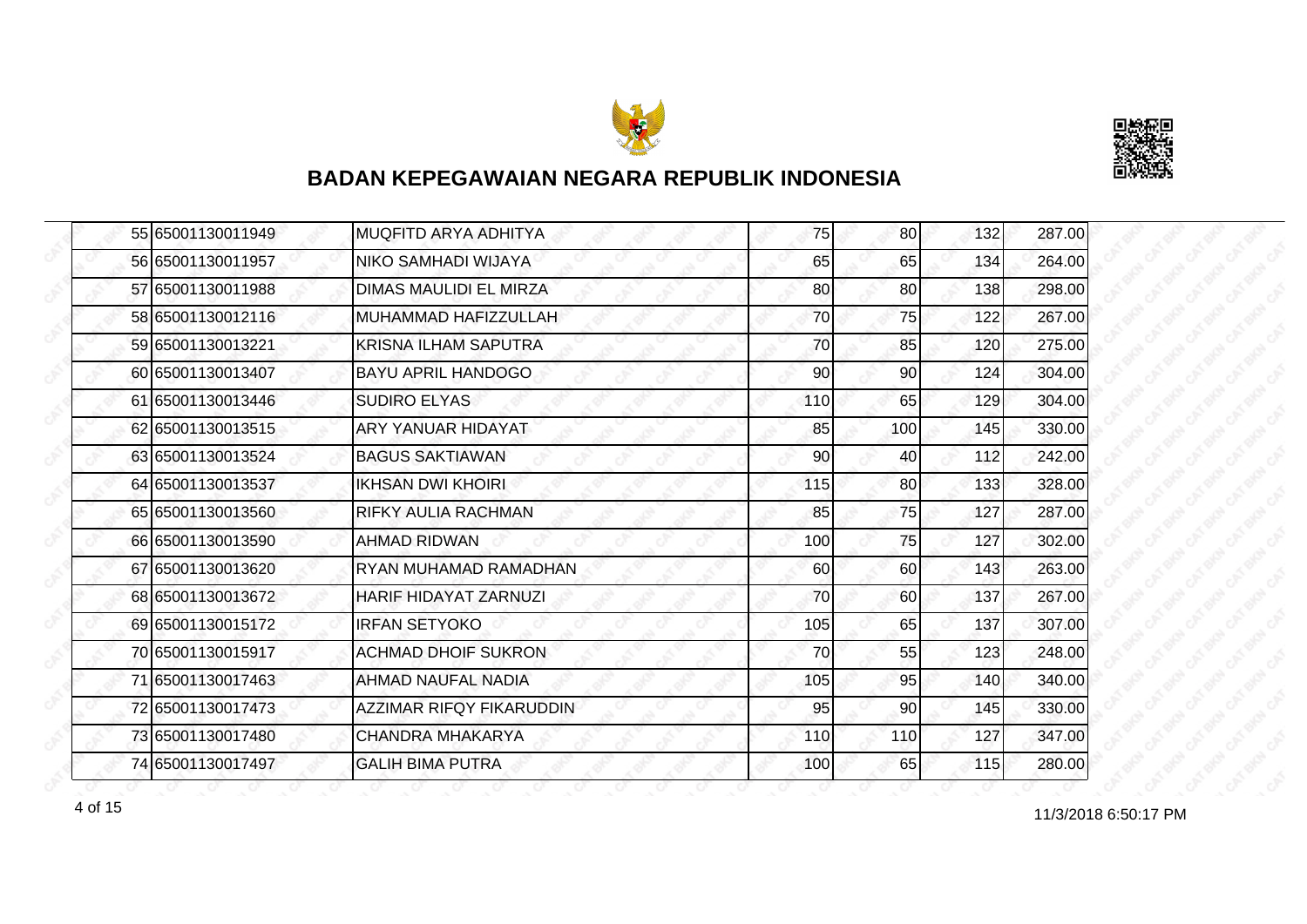# BADAN KEPEGAWAIAN NEGARA REPUBLIK INDONESIA

| | | | | | | |
|---|---|---|---|---|---|---|
| 55 | 65001130011949 | MUQFITD ARYA ADHITYA | 75 | 80 | 132 | 287.00 |
| 56 | 65001130011957 | NIKO SAMHADI WIJAYA | 65 | 65 | 134 | 264.00 |
| 57 | 65001130011988 | DIMAS MAULIDI EL MIRZA | 80 | 80 | 138 | 298.00 |
| 58 | 65001130012116 | MUHAMMAD HAFIZZULLAH | 70 | 75 | 122 | 267.00 |
| 59 | 65001130013221 | KRISNA ILHAM SAPUTRA | 70 | 85 | 120 | 275.00 |
| 60 | 65001130013407 | BAYU APRIL HANDOGO | 90 | 90 | 124 | 304.00 |
| 61 | 65001130013446 | SUDIRO ELYAS | 110 | 65 | 129 | 304.00 |
| 62 | 65001130013515 | ARY YANUAR HIDAYAT | 85 | 100 | 145 | 330.00 |
| 63 | 65001130013524 | BAGUS SAKTIAWAN | 90 | 40 | 112 | 242.00 |
| 64 | 65001130013537 | IKHSAN DWI KHOIRI | 115 | 80 | 133 | 328.00 |
| 65 | 65001130013560 | RIFKY AULIA RACHMAN | 85 | 75 | 127 | 287.00 |
| 66 | 65001130013590 | AHMAD RIDWAN | 100 | 75 | 127 | 302.00 |
| 67 | 65001130013620 | RYAN MUHAMAD RAMADHAN | 60 | 60 | 143 | 263.00 |
| 68 | 65001130013672 | HARIF HIDAYAT ZARNUZI | 70 | 60 | 137 | 267.00 |
| 69 | 65001130015172 | IRFAN SETYOKO | 105 | 65 | 137 | 307.00 |
| 70 | 65001130015917 | ACHMAD DHOIF SUKRON | 70 | 55 | 123 | 248.00 |
| 71 | 65001130017463 | AHMAD NAUFAL NADIA | 105 | 95 | 140 | 340.00 |
| 72 | 65001130017473 | AZZIMAR RIFQY FIKARUDDIN | 95 | 90 | 145 | 330.00 |
| 73 | 65001130017480 | CHANDRA MHAKARYA | 110 | 110 | 127 | 347.00 |
| 74 | 65001130017497 | GALIH BIMA PUTRA | 100 | 65 | 115 | 280.00 |

11/3/2018 6:50:17 PM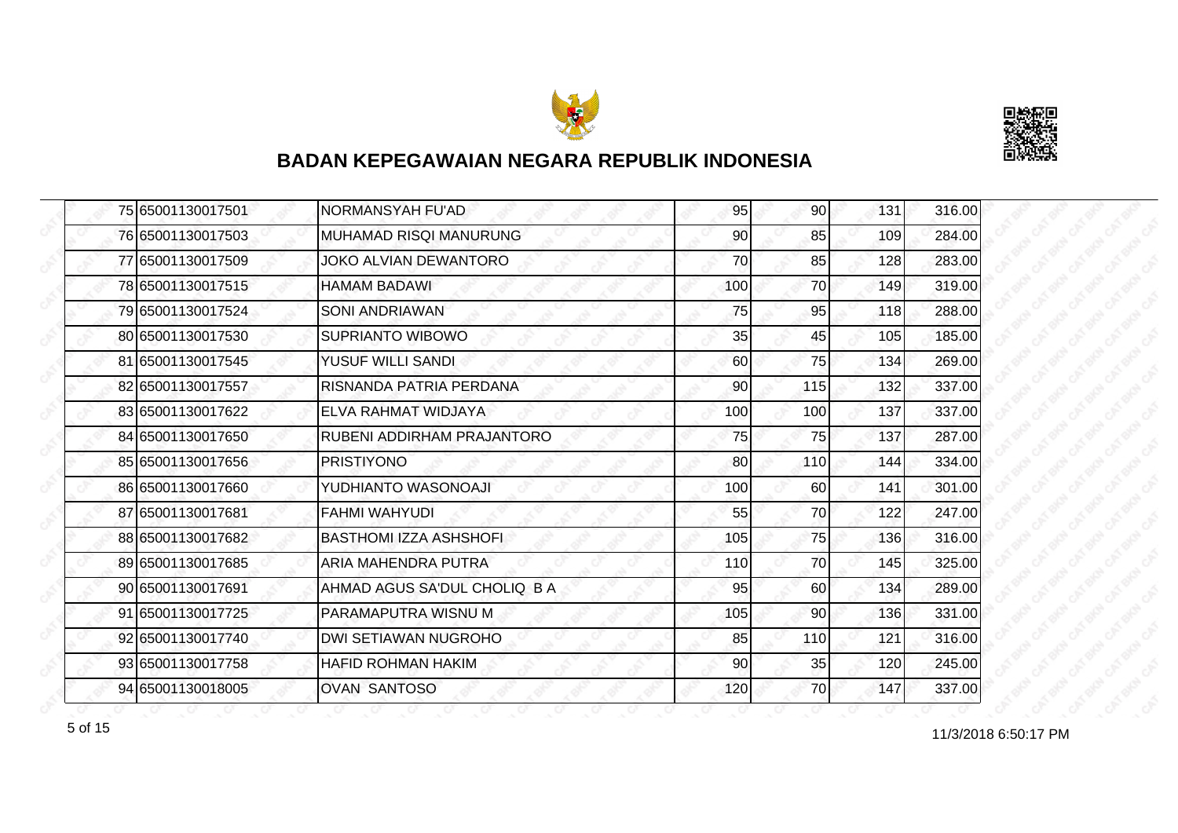## BADAN KEPEGAWAIAN NEGARA REPUBLIK INDONESIA

| | | | | | | |
|---|---|---|---|---|---|---|
| 75 | 65001130017501 | NORMANSYAH FU'AD | 95 | 90 | 131 | 316.00 |
| 76 | 65001130017503 | MUHAMAD RISQI MANURUNG | 90 | 85 | 109 | 284.00 |
| 77 | 65001130017509 | JOKO ALVIAN DEWANTORO | 70 | 85 | 128 | 283.00 |
| 78 | 65001130017515 | HAMAM BADAWI | 100 | 70 | 149 | 319.00 |
| 79 | 65001130017524 | SONI ANDRIAWAN | 75 | 95 | 118 | 288.00 |
| 80 | 65001130017530 | SUPRIANTO WIBOWO | 35 | 45 | 105 | 185.00 |
| 81 | 65001130017545 | YUSUF WILLI SANDI | 60 | 75 | 134 | 269.00 |
| 82 | 65001130017557 | RISNANDA PATRIA PERDANA | 90 | 115 | 132 | 337.00 |
| 83 | 65001130017622 | ELVA RAHMAT WIDJAYA | 100 | 100 | 137 | 337.00 |
| 84 | 65001130017650 | RUBENI ADDIRHAM PRAJANTORO | 75 | 75 | 137 | 287.00 |
| 85 | 65001130017656 | PRISTIYONO | 80 | 110 | 144 | 334.00 |
| 86 | 65001130017660 | YUDHIANTO WASONOAJI | 100 | 60 | 141 | 301.00 |
| 87 | 65001130017681 | FAHMI WAHYUDI | 55 | 70 | 122 | 247.00 |
| 88 | 65001130017682 | BASTHOMI IZZA ASHSHOFI | 105 | 75 | 136 | 316.00 |
| 89 | 65001130017685 | ARIA MAHENDRA PUTRA | 110 | 70 | 145 | 325.00 |
| 90 | 65001130017691 | AHMAD AGUS SA'DUL CHOLIQ B A | 95 | 60 | 134 | 289.00 |
| 91 | 65001130017725 | PARAMAPUTRA WISNU M | 105 | 90 | 136 | 331.00 |
| 92 | 65001130017740 | DWI SETIAWAN NUGROHO | 85 | 110 | 121 | 316.00 |
| 93 | 65001130017758 | HAFID ROHMAN HAKIM | 90 | 35 | 120 | 245.00 |
| 94 | 65001130018005 | OVAN SANTOSO | 120 | 70 | 147 | 337.00 |

11/3/2018 6:50:17 PM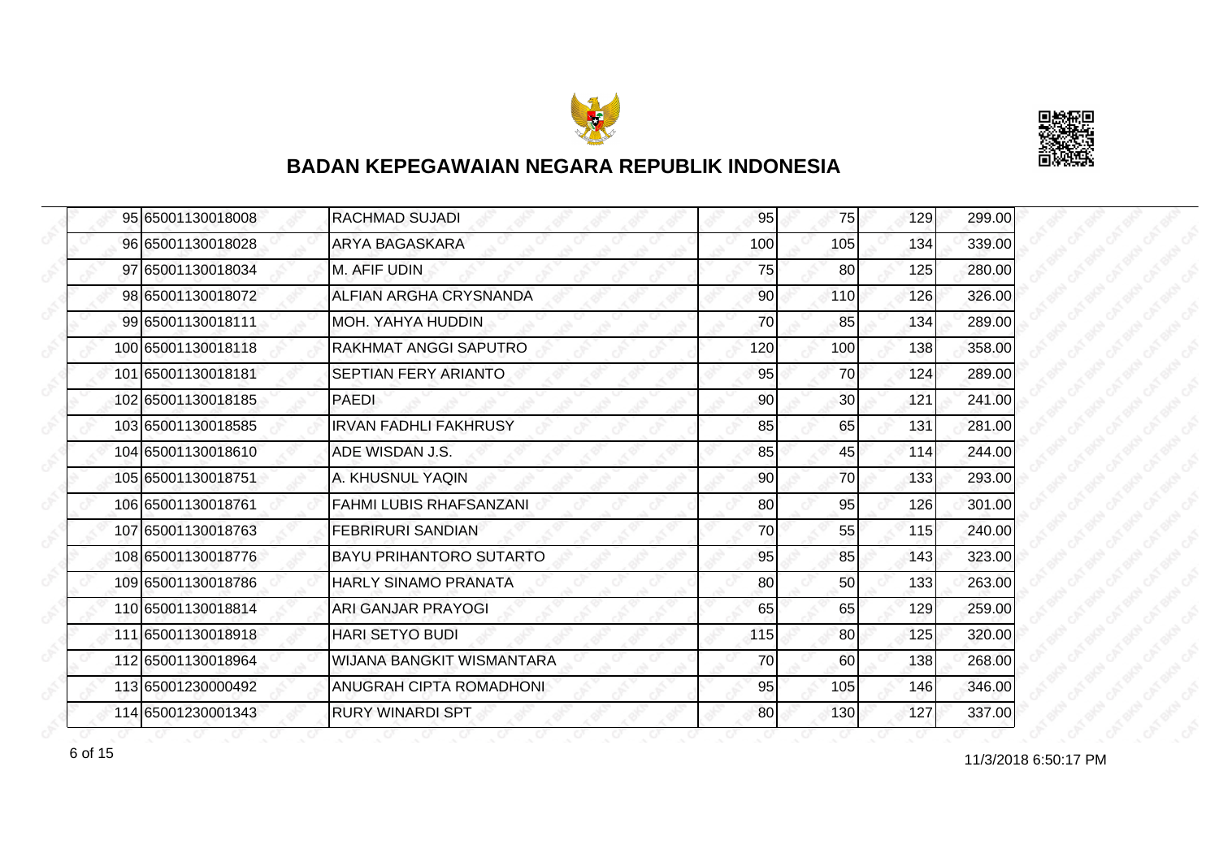# BADAN KEPEGAWAIAN NEGARA REPUBLIK INDONESIA

| | | | | | | |
|---|---|---|---|---|---|---|
| 95 | 65001130018008 | RACHMAD SUJADI | 95 | 75 | 129 | 299.00 |
| 96 | 65001130018028 | ARYA BAGASKARA | 100 | 105 | 134 | 339.00 |
| 97 | 65001130018034 | M. AFIF UDIN | 75 | 80 | 125 | 280.00 |
| 98 | 65001130018072 | ALFIAN ARGHA CRYSNANDA | 90 | 110 | 126 | 326.00 |
| 99 | 65001130018111 | MOH. YAHYA HUDDIN | 70 | 85 | 134 | 289.00 |
| 100 | 65001130018118 | RAKHMAT ANGGI SAPUTRO | 120 | 100 | 138 | 358.00 |
| 101 | 65001130018181 | SEPTIAN FERY ARIANTO | 95 | 70 | 124 | 289.00 |
| 102 | 65001130018185 | PAEDI | 90 | 30 | 121 | 241.00 |
| 103 | 65001130018585 | IRVAN FADHLI FAKHRUSY | 85 | 65 | 131 | 281.00 |
| 104 | 65001130018610 | ADE WISDAN J.S. | 85 | 45 | 114 | 244.00 |
| 105 | 65001130018751 | A. KHUSNUL YAQIN | 90 | 70 | 133 | 293.00 |
| 106 | 65001130018761 | FAHMI LUBIS RHAFSANZANI | 80 | 95 | 126 | 301.00 |
| 107 | 65001130018763 | FEBRIRURI SANDIAN | 70 | 55 | 115 | 240.00 |
| 108 | 65001130018776 | BAYU PRIHANTORO SUTARTO | 95 | 85 | 143 | 323.00 |
| 109 | 65001130018786 | HARLY SINAMO PRANATA | 80 | 50 | 133 | 263.00 |
| 110 | 65001130018814 | ARI GANJAR PRAYOGI | 65 | 65 | 129 | 259.00 |
| 111 | 65001130018918 | HARI SETYO BUDI | 115 | 80 | 125 | 320.00 |
| 112 | 65001130018964 | WIJANA BANGKIT WISMANTARA | 70 | 60 | 138 | 268.00 |
| 113 | 65001230000492 | ANUGRAH CIPTA ROMADHONI | 95 | 105 | 146 | 346.00 |
| 114 | 65001230001343 | RURY WINARDI SPT | 80 | 130 | 127 | 337.00 |

11/3/2018 6:50:17 PM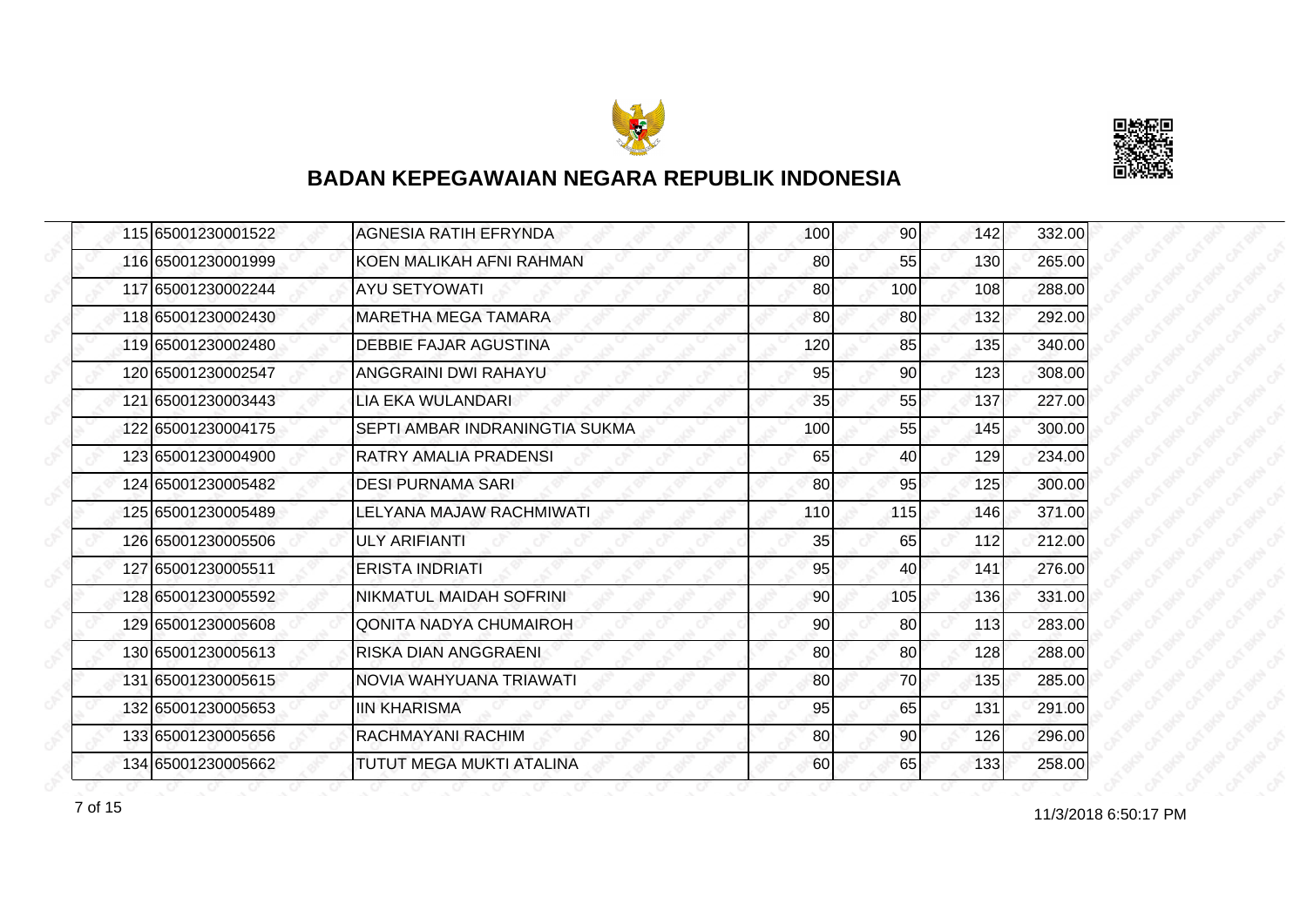## BADAN KEPEGAWAIAN NEGARA REPUBLIK INDONESIA

| | | | | | | |
|---|---|---|---|---|---|---|
| 115 | 65001230001522 | AGNESIA RATIH EFRYNDA | 100 | 90 | 142 | 332.00 |
| 116 | 65001230001999 | KOEN MALIKAH AFNI RAHMAN | 80 | 55 | 130 | 265.00 |
| 117 | 65001230002244 | AYU SETYOWATI | 80 | 100 | 108 | 288.00 |
| 118 | 65001230002430 | MARETHA MEGA TAMARA | 80 | 80 | 132 | 292.00 |
| 119 | 65001230002480 | DEBBIE FAJAR AGUSTINA | 120 | 85 | 135 | 340.00 |
| 120 | 65001230002547 | ANGGRAINI DWI RAHAYU | 95 | 90 | 123 | 308.00 |
| 121 | 65001230003443 | LIA EKA WULANDARI | 35 | 55 | 137 | 227.00 |
| 122 | 65001230004175 | SEPTI AMBAR INDRANINGTIA SUKMA | 100 | 55 | 145 | 300.00 |
| 123 | 65001230004900 | RATRY AMALIA PRADENSI | 65 | 40 | 129 | 234.00 |
| 124 | 65001230005482 | DESI PURNAMA SARI | 80 | 95 | 125 | 300.00 |
| 125 | 65001230005489 | LELYANA MAJAW RACHMIWATI | 110 | 115 | 146 | 371.00 |
| 126 | 65001230005506 | ULY ARIFIANTI | 35 | 65 | 112 | 212.00 |
| 127 | 65001230005511 | ERISTA INDRIATI | 95 | 40 | 141 | 276.00 |
| 128 | 65001230005592 | NIKMATUL MAIDAH SOFRINI | 90 | 105 | 136 | 331.00 |
| 129 | 65001230005608 | QONITA NADYA CHUMAIROH | 90 | 80 | 113 | 283.00 |
| 130 | 65001230005613 | RISKA DIAN ANGGRAENI | 80 | 80 | 128 | 288.00 |
| 131 | 65001230005615 | NOVIA WAHYUANA TRIAWATI | 80 | 70 | 135 | 285.00 |
| 132 | 65001230005653 | IIN KHARISMA | 95 | 65 | 131 | 291.00 |
| 133 | 65001230005656 | RACHMAYANI RACHIM | 80 | 90 | 126 | 296.00 |
| 134 | 65001230005662 | TUTUT MEGA MUKTI ATALINA | 60 | 65 | 133 | 258.00 |

11/3/2018 6:50:17 PM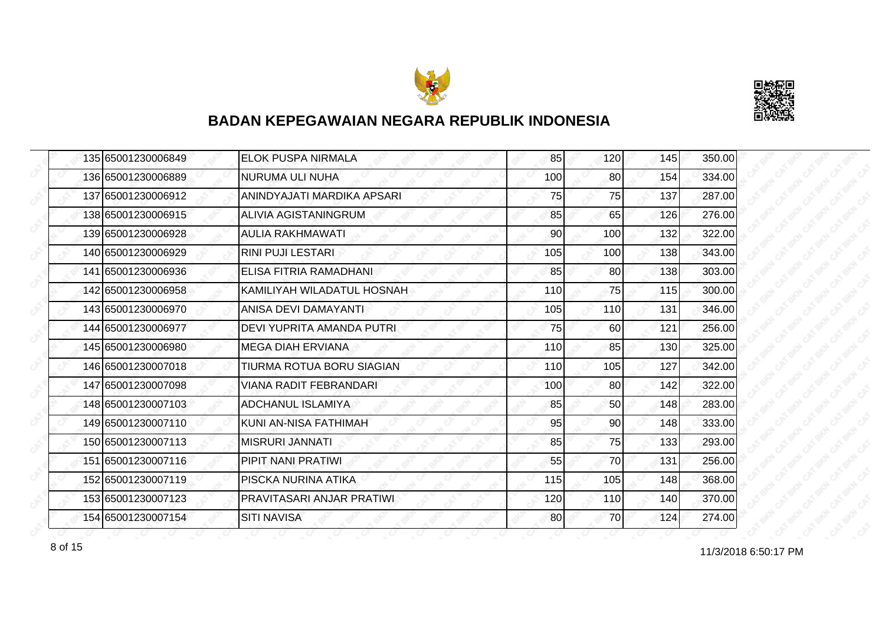# BADAN KEPEGAWAIAN NEGARA REPUBLIK INDONESIA

| | | | | | | |
|---|---|---|---|---|---|---|
| 135 | 65001230006849 | ELOK PUSPA NIRMALA | 85 | 120 | 145 | 350.00 |
| 136 | 65001230006889 | NURUMA ULI NUHA | 100 | 80 | 154 | 334.00 |
| 137 | 65001230006912 | ANINDYAJATI MARDIKA APSARI | 75 | 75 | 137 | 287.00 |
| 138 | 65001230006915 | ALIVIA AGISTANINGRUM | 85 | 65 | 126 | 276.00 |
| 139 | 65001230006928 | AULIA RAKHMAWATI | 90 | 100 | 132 | 322.00 |
| 140 | 65001230006929 | RINI PUJI LESTARI | 105 | 100 | 138 | 343.00 |
| 141 | 65001230006936 | ELISA FITRIA RAMADHANI | 85 | 80 | 138 | 303.00 |
| 142 | 65001230006958 | KAMILIYAH WILADATUL HOSNAH | 110 | 75 | 115 | 300.00 |
| 143 | 65001230006970 | ANISA DEVI DAMAYANTI | 105 | 110 | 131 | 346.00 |
| 144 | 65001230006977 | DEVI YUPRITA AMANDA PUTRI | 75 | 60 | 121 | 256.00 |
| 145 | 65001230006980 | MEGA DIAH ERVIANA | 110 | 85 | 130 | 325.00 |
| 146 | 65001230007018 | TIURMA ROTUA BORU SIAGIAN | 110 | 105 | 127 | 342.00 |
| 147 | 65001230007098 | VIANA RADIT FEBRANDARI | 100 | 80 | 142 | 322.00 |
| 148 | 65001230007103 | ADCHANUL ISLAMIYA | 85 | 50 | 148 | 283.00 |
| 149 | 65001230007110 | KUNI AN-NISA FATHIMAH | 95 | 90 | 148 | 333.00 |
| 150 | 65001230007113 | MISRURI JANNATI | 85 | 75 | 133 | 293.00 |
| 151 | 65001230007116 | PIPIT NANI PRATIWI | 55 | 70 | 131 | 256.00 |
| 152 | 65001230007119 | PISCKA NURINA ATIKA | 115 | 105 | 148 | 368.00 |
| 153 | 65001230007123 | PRAVITASARI ANJAR PRATIWI | 120 | 110 | 140 | 370.00 |
| 154 | 65001230007154 | SITI NAVISA | 80 | 70 | 124 | 274.00 |

11/3/2018 6:50:17 PM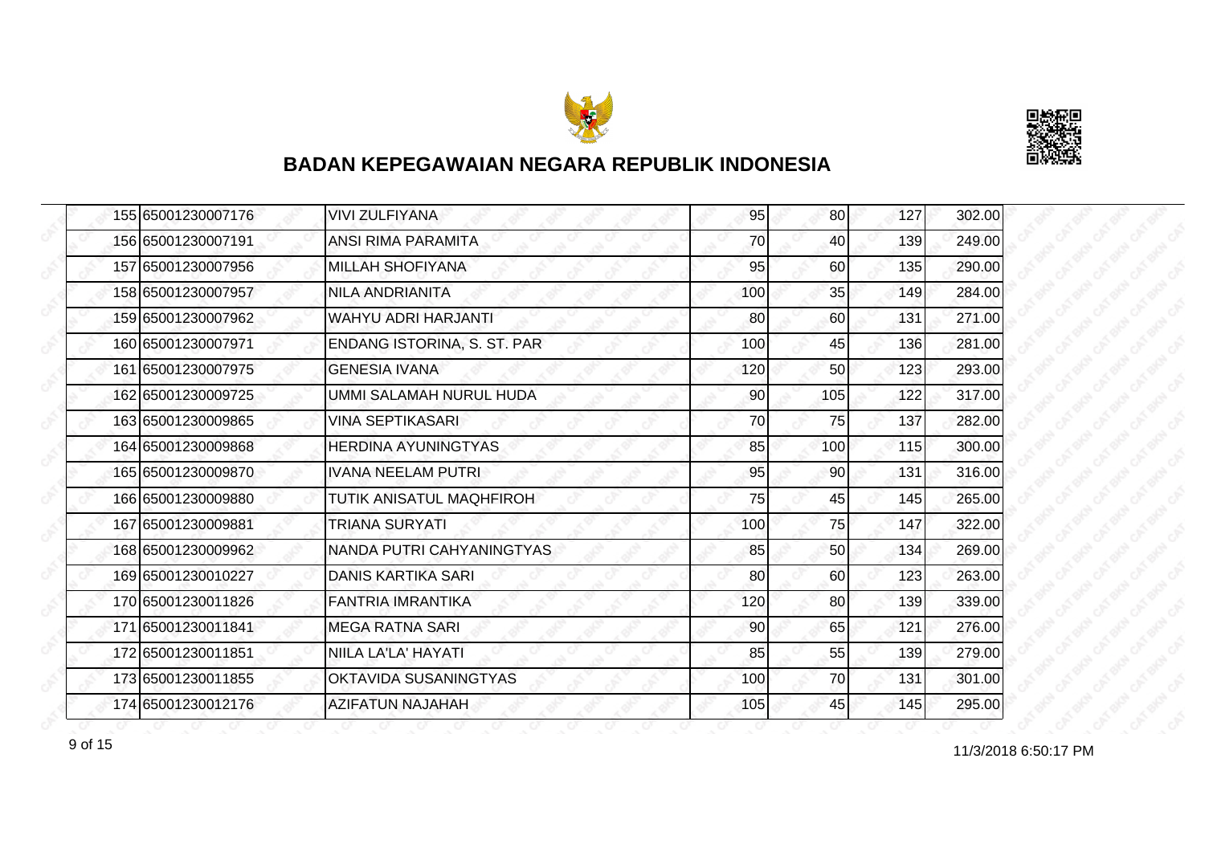## BADAN KEPEGAWAIAN NEGARA REPUBLIK INDONESIA

| | | | | | | |
|---|---|---|---|---|---|---|
| 155 | 65001230007176 | VIVI ZULFIYANA | 95 | 80 | 127 | 302.00 |
| 156 | 65001230007191 | ANSI RIMA PARAMITA | 70 | 40 | 139 | 249.00 |
| 157 | 65001230007956 | MILLAH SHOFIYANA | 95 | 60 | 135 | 290.00 |
| 158 | 65001230007957 | NILA ANDRIANITA | 100 | 35 | 149 | 284.00 |
| 159 | 65001230007962 | WAHYU ADRI HARJANTI | 80 | 60 | 131 | 271.00 |
| 160 | 65001230007971 | ENDANG ISTORINA, S. ST. PAR | 100 | 45 | 136 | 281.00 |
| 161 | 65001230007975 | GENESIA IVANA | 120 | 50 | 123 | 293.00 |
| 162 | 65001230009725 | UMMI SALAMAH NURUL HUDA | 90 | 105 | 122 | 317.00 |
| 163 | 65001230009865 | VINA SEPTIKASARI | 70 | 75 | 137 | 282.00 |
| 164 | 65001230009868 | HERDINA AYUNINGTYAS | 85 | 100 | 115 | 300.00 |
| 165 | 65001230009870 | IVANA NEELAM PUTRI | 95 | 90 | 131 | 316.00 |
| 166 | 65001230009880 | TUTIK ANISATUL MAQHFIROH | 75 | 45 | 145 | 265.00 |
| 167 | 65001230009881 | TRIANA SURYATI | 100 | 75 | 147 | 322.00 |
| 168 | 65001230009962 | NANDA PUTRI CAHYANINGTYAS | 85 | 50 | 134 | 269.00 |
| 169 | 65001230010227 | DANIS KARTIKA SARI | 80 | 60 | 123 | 263.00 |
| 170 | 65001230011826 | FANTRIA IMRANTIKA | 120 | 80 | 139 | 339.00 |
| 171 | 65001230011841 | MEGA RATNA SARI | 90 | 65 | 121 | 276.00 |
| 172 | 65001230011851 | NIILA LA'LA' HAYATI | 85 | 55 | 139 | 279.00 |
| 173 | 65001230011855 | OKTAVIDA SUSANINGTYAS | 100 | 70 | 131 | 301.00 |
| 174 | 65001230012176 | AZIFATUN NAJAHAH | 105 | 45 | 145 | 295.00 |

11/3/2018 6:50:17 PM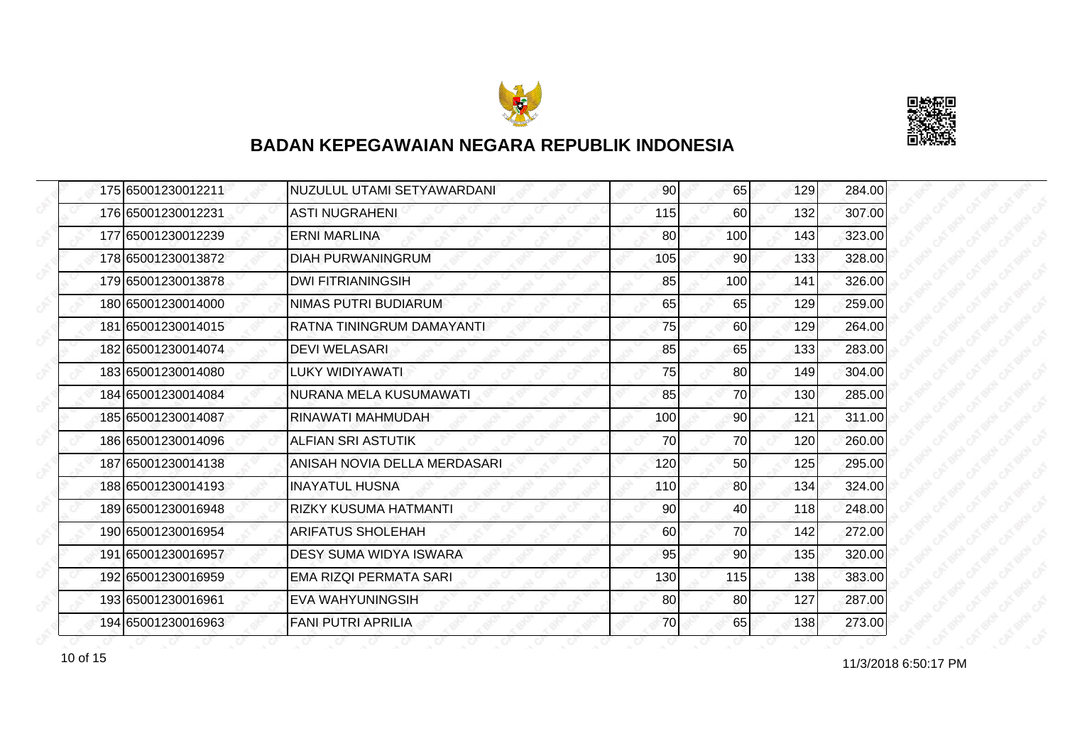## BADAN KEPEGAWAIAN NEGARA REPUBLIK INDONESIA

| | | | | | | |
|---|---|---|---|---|---|---|
| 175 | 65001230012211 | NUZULUL UTAMI SETYAWARDANI | 90 | 65 | 129 | 284.00 |
| 176 | 65001230012231 | ASTI NUGRAHENI | 115 | 60 | 132 | 307.00 |
| 177 | 65001230012239 | ERNI MARLINA | 80 | 100 | 143 | 323.00 |
| 178 | 65001230013872 | DIAH PURWANINGRUM | 105 | 90 | 133 | 328.00 |
| 179 | 65001230013878 | DWI FITRIANINGSIH | 85 | 100 | 141 | 326.00 |
| 180 | 65001230014000 | NIMAS PUTRI BUDIARUM | 65 | 65 | 129 | 259.00 |
| 181 | 65001230014015 | RATNA TININGRUM DAMAYANTI | 75 | 60 | 129 | 264.00 |
| 182 | 65001230014074 | DEVI WELASARI | 85 | 65 | 133 | 283.00 |
| 183 | 65001230014080 | LUKY WIDIYAWATI | 75 | 80 | 149 | 304.00 |
| 184 | 65001230014084 | NURANA MELA KUSUMAWATI | 85 | 70 | 130 | 285.00 |
| 185 | 65001230014087 | RINAWATI MAHMUDAH | 100 | 90 | 121 | 311.00 |
| 186 | 65001230014096 | ALFIAN SRI ASTUTIK | 70 | 70 | 120 | 260.00 |
| 187 | 65001230014138 | ANISAH NOVIA DELLA MERDASARI | 120 | 50 | 125 | 295.00 |
| 188 | 65001230014193 | INAYATUL HUSNA | 110 | 80 | 134 | 324.00 |
| 189 | 65001230016948 | RIZKY KUSUMA HATMANTI | 90 | 40 | 118 | 248.00 |
| 190 | 65001230016954 | ARIFATUS SHOLEHAH | 60 | 70 | 142 | 272.00 |
| 191 | 65001230016957 | DESY SUMA WIDYA ISWARA | 95 | 90 | 135 | 320.00 |
| 192 | 65001230016959 | EMA RIZQI PERMATA SARI | 130 | 115 | 138 | 383.00 |
| 193 | 65001230016961 | EVA WAHYUNINGSIH | 80 | 80 | 127 | 287.00 |
| 194 | 65001230016963 | FANI PUTRI APRILIA | 70 | 65 | 138 | 273.00 |

11/3/2018 6:50:17 PM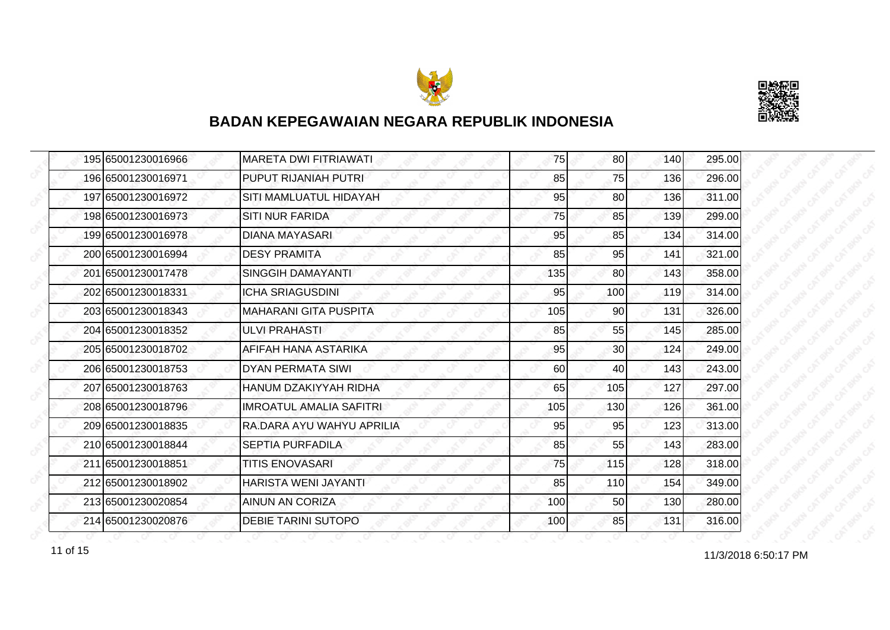# BADAN KEPEGAWAIAN NEGARA REPUBLIK INDONESIA

| | | | | | | |
|---|---|---|---|---|---|---|
| 195 | 65001230016966 | MARETA DWI FITRIAWATI | 75 | 80 | 140 | 295.00 |
| 196 | 65001230016971 | PUPUT RIJANIAH PUTRI | 85 | 75 | 136 | 296.00 |
| 197 | 65001230016972 | SITI MAMLUATUL HIDAYAH | 95 | 80 | 136 | 311.00 |
| 198 | 65001230016973 | SITI NUR FARIDA | 75 | 85 | 139 | 299.00 |
| 199 | 65001230016978 | DIANA MAYASARI | 95 | 85 | 134 | 314.00 |
| 200 | 65001230016994 | DESY PRAMITA | 85 | 95 | 141 | 321.00 |
| 201 | 65001230017478 | SINGGIH DAMAYANTI | 135 | 80 | 143 | 358.00 |
| 202 | 65001230018331 | ICHA SRIAGUSDINI | 95 | 100 | 119 | 314.00 |
| 203 | 65001230018343 | MAHARANI GITA PUSPITA | 105 | 90 | 131 | 326.00 |
| 204 | 65001230018352 | ULVI PRAHASTI | 85 | 55 | 145 | 285.00 |
| 205 | 65001230018702 | AFIFAH HANA ASTARIKA | 95 | 30 | 124 | 249.00 |
| 206 | 65001230018753 | DYAN PERMATA SIWI | 60 | 40 | 143 | 243.00 |
| 207 | 65001230018763 | HANUM DZAKIYYAH RIDHA | 65 | 105 | 127 | 297.00 |
| 208 | 65001230018796 | IMROATUL AMALIA SAFITRI | 105 | 130 | 126 | 361.00 |
| 209 | 65001230018835 | RA.DARA AYU WAHYU APRILIA | 95 | 95 | 123 | 313.00 |
| 210 | 65001230018844 | SEPTIA PURFADILA | 85 | 55 | 143 | 283.00 |
| 211 | 65001230018851 | TITIS ENOVASARI | 75 | 115 | 128 | 318.00 |
| 212 | 65001230018902 | HARISTA WENI JAYANTI | 85 | 110 | 154 | 349.00 |
| 213 | 65001230020854 | AINUN AN CORIZA | 100 | 50 | 130 | 280.00 |
| 214 | 65001230020876 | DEBIE TARINI SUTOPO | 100 | 85 | 131 | 316.00 |

11/3/2018 6:50:17 PM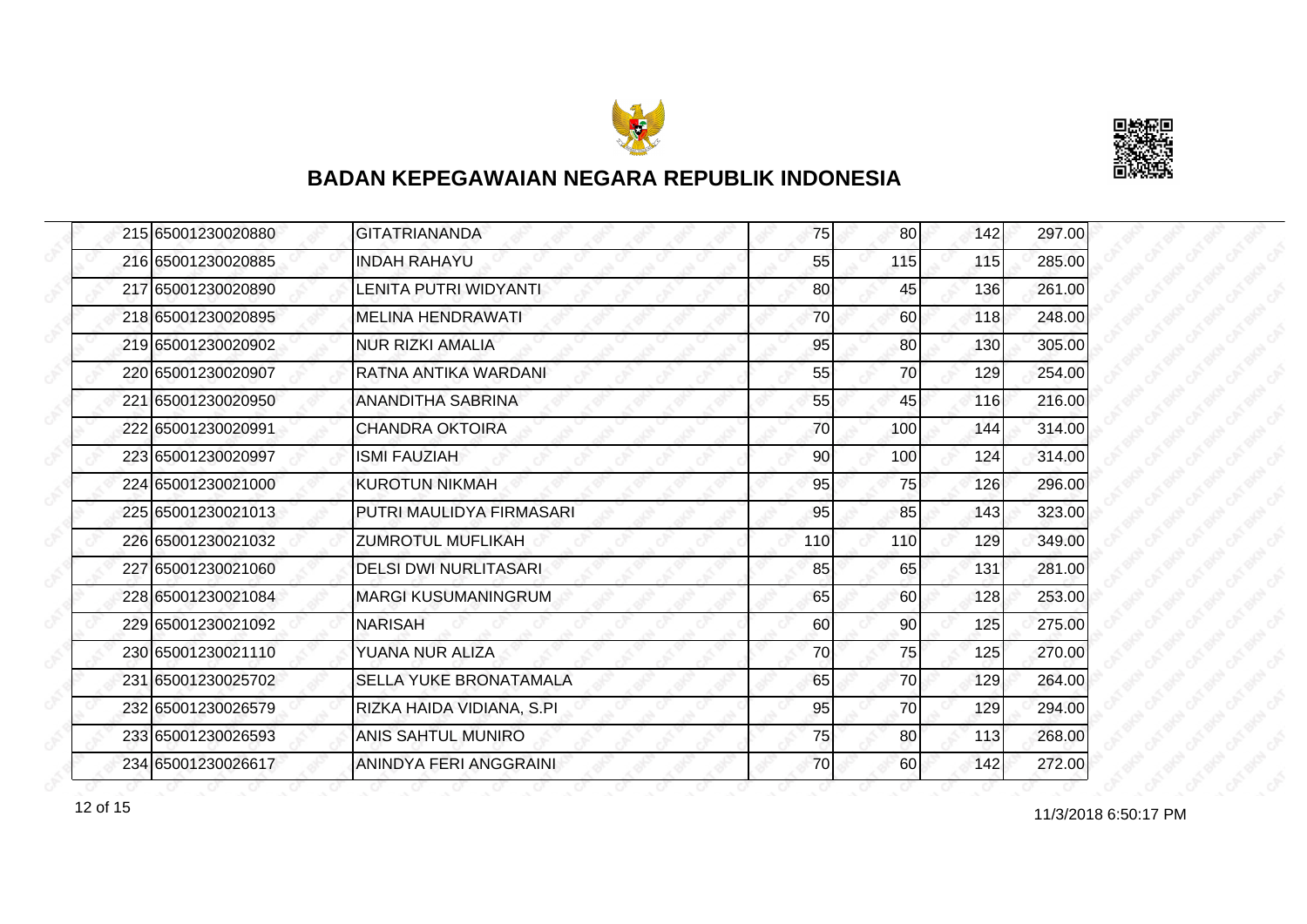# BADAN KEPEGAWAIAN NEGARA REPUBLIK INDONESIA

| | | | | | | |
|---|---|---|---|---|---|---|
| 215 | 65001230020880 | GITATRIANANDA | 75 | 80 | 142 | 297.00 |
| 216 | 65001230020885 | INDAH RAHAYU | 55 | 115 | 115 | 285.00 |
| 217 | 65001230020890 | LENITA PUTRI WIDYANTI | 80 | 45 | 136 | 261.00 |
| 218 | 65001230020895 | MELINA HENDRAWATI | 70 | 60 | 118 | 248.00 |
| 219 | 65001230020902 | NUR RIZKI AMALIA | 95 | 80 | 130 | 305.00 |
| 220 | 65001230020907 | RATNA ANTIKA WARDANI | 55 | 70 | 129 | 254.00 |
| 221 | 65001230020950 | ANANDITHA SABRINA | 55 | 45 | 116 | 216.00 |
| 222 | 65001230020991 | CHANDRA OKTOIRA | 70 | 100 | 144 | 314.00 |
| 223 | 65001230020997 | ISMI FAUZIAH | 90 | 100 | 124 | 314.00 |
| 224 | 65001230021000 | KUROTUN NIKMAH | 95 | 75 | 126 | 296.00 |
| 225 | 65001230021013 | PUTRI MAULIDYA FIRMASARI | 95 | 85 | 143 | 323.00 |
| 226 | 65001230021032 | ZUMROTUL MUFLIKAH | 110 | 110 | 129 | 349.00 |
| 227 | 65001230021060 | DELSI DWI NURLITASARI | 85 | 65 | 131 | 281.00 |
| 228 | 65001230021084 | MARGI KUSUMANINGRUM | 65 | 60 | 128 | 253.00 |
| 229 | 65001230021092 | NARISAH | 60 | 90 | 125 | 275.00 |
| 230 | 65001230021110 | YUANA NUR ALIZA | 70 | 75 | 125 | 270.00 |
| 231 | 65001230025702 | SELLA YUKE BRONATAMALA | 65 | 70 | 129 | 264.00 |
| 232 | 65001230026579 | RIZKA HAIDA VIDIANA, S.PI | 95 | 70 | 129 | 294.00 |
| 233 | 65001230026593 | ANIS SAHTUL MUNIRO | 75 | 80 | 113 | 268.00 |
| 234 | 65001230026617 | ANINDYA FERI ANGGRAINI | 70 | 60 | 142 | 272.00 |

11/3/2018 6:50:17 PM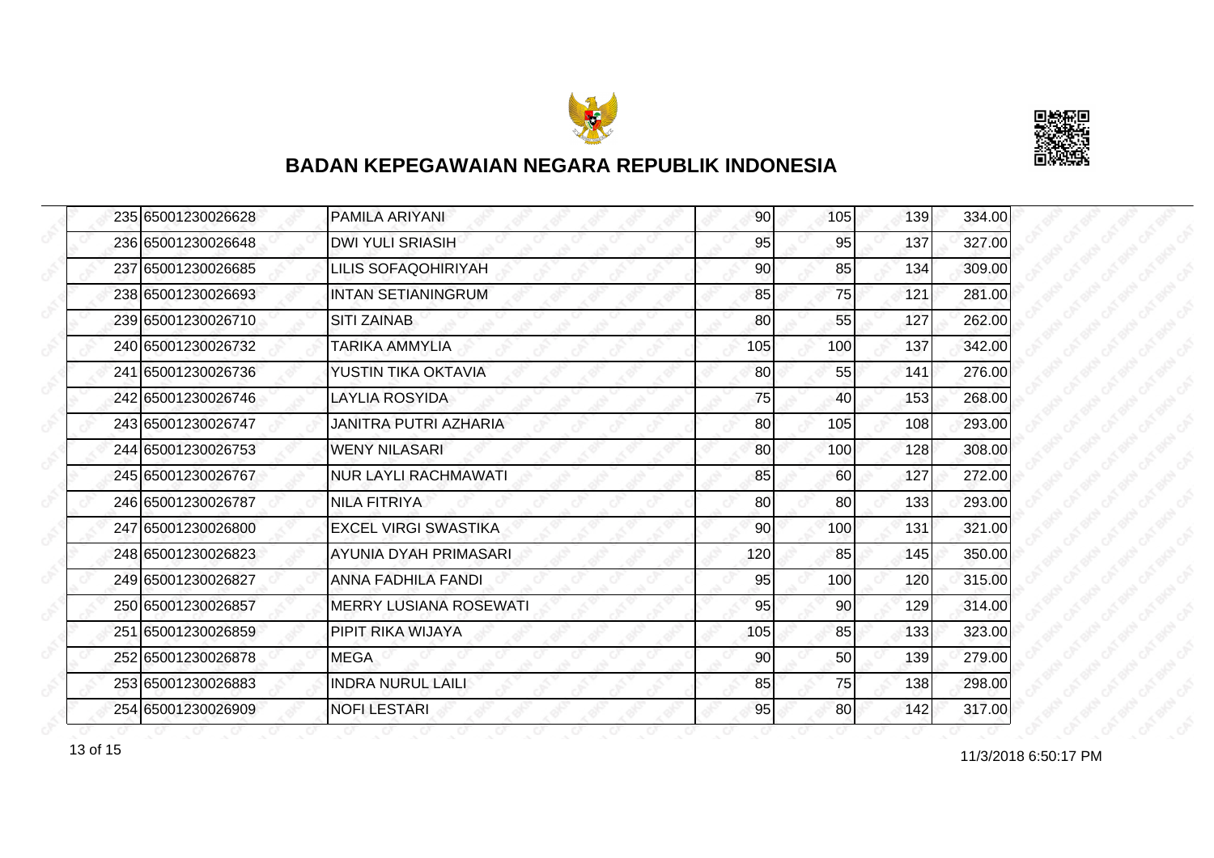# BADAN KEPEGAWAIAN NEGARA REPUBLIK INDONESIA

| | | | | | | |
|---|---|---|---|---|---|---|
| 235 | 65001230026628 | PAMILA ARIYANI | 90 | 105 | 139 | 334.00 |
| 236 | 65001230026648 | DWI YULI SRIASIH | 95 | 95 | 137 | 327.00 |
| 237 | 65001230026685 | LILIS SOFAQOHIRIYAH | 90 | 85 | 134 | 309.00 |
| 238 | 65001230026693 | INTAN SETIANINGRUM | 85 | 75 | 121 | 281.00 |
| 239 | 65001230026710 | SITI ZAINAB | 80 | 55 | 127 | 262.00 |
| 240 | 65001230026732 | TARIKA AMMYLIA | 105 | 100 | 137 | 342.00 |
| 241 | 65001230026736 | YUSTIN TIKA OKTAVIA | 80 | 55 | 141 | 276.00 |
| 242 | 65001230026746 | LAYLIA ROSYIDA | 75 | 40 | 153 | 268.00 |
| 243 | 65001230026747 | JANITRA PUTRI AZHARIA | 80 | 105 | 108 | 293.00 |
| 244 | 65001230026753 | WENY NILASARI | 80 | 100 | 128 | 308.00 |
| 245 | 65001230026767 | NUR LAYLI RACHMAWATI | 85 | 60 | 127 | 272.00 |
| 246 | 65001230026787 | NILA FITRIYA | 80 | 80 | 133 | 293.00 |
| 247 | 65001230026800 | EXCEL VIRGI SWASTIKA | 90 | 100 | 131 | 321.00 |
| 248 | 65001230026823 | AYUNIA DYAH PRIMASARI | 120 | 85 | 145 | 350.00 |
| 249 | 65001230026827 | ANNA FADHILA FANDI | 95 | 100 | 120 | 315.00 |
| 250 | 65001230026857 | MERRY LUSIANA ROSEWATI | 95 | 90 | 129 | 314.00 |
| 251 | 65001230026859 | PIPIT RIKA WIJAYA | 105 | 85 | 133 | 323.00 |
| 252 | 65001230026878 | MEGA | 90 | 50 | 139 | 279.00 |
| 253 | 65001230026883 | INDRA NURUL LAILI | 85 | 75 | 138 | 298.00 |
| 254 | 65001230026909 | NOFI LESTARI | 95 | 80 | 142 | 317.00 |

11/3/2018 6:50:17 PM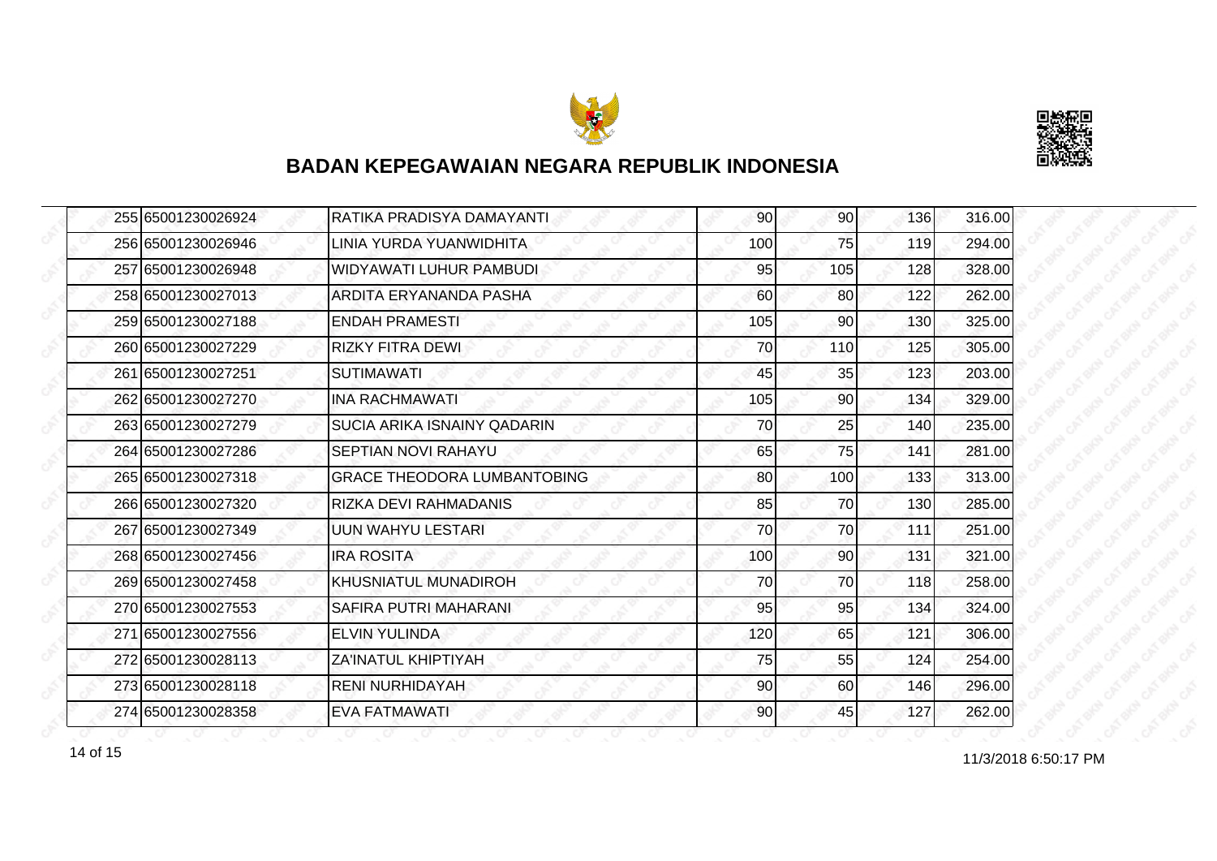## BADAN KEPEGAWAIAN NEGARA REPUBLIK INDONESIA

| | | | | | | |
|---|---|---|---|---|---|---|
| 255 | 65001230026924 | RATIKA PRADISYA DAMAYANTI | 90 | 90 | 136 | 316.00 |
| 256 | 65001230026946 | LINIA YURDA YUANWIDHITA | 100 | 75 | 119 | 294.00 |
| 257 | 65001230026948 | WIDYAWATI LUHUR PAMBUDI | 95 | 105 | 128 | 328.00 |
| 258 | 65001230027013 | ARDITA ERYANANDA PASHA | 60 | 80 | 122 | 262.00 |
| 259 | 65001230027188 | ENDAH PRAMESTI | 105 | 90 | 130 | 325.00 |
| 260 | 65001230027229 | RIZKY FITRA DEWI | 70 | 110 | 125 | 305.00 |
| 261 | 65001230027251 | SUTIMAWATI | 45 | 35 | 123 | 203.00 |
| 262 | 65001230027270 | INA RACHMAWATI | 105 | 90 | 134 | 329.00 |
| 263 | 65001230027279 | SUCIA ARIKA ISNAINY QADARIN | 70 | 25 | 140 | 235.00 |
| 264 | 65001230027286 | SEPTIAN NOVI RAHAYU | 65 | 75 | 141 | 281.00 |
| 265 | 65001230027318 | GRACE THEODORA LUMBANTOBING | 80 | 100 | 133 | 313.00 |
| 266 | 65001230027320 | RIZKA DEVI RAHMADANIS | 85 | 70 | 130 | 285.00 |
| 267 | 65001230027349 | UUN WAHYU LESTARI | 70 | 70 | 111 | 251.00 |
| 268 | 65001230027456 | IRA ROSITA | 100 | 90 | 131 | 321.00 |
| 269 | 65001230027458 | KHUSNIATUL MUNADIROH | 70 | 70 | 118 | 258.00 |
| 270 | 65001230027553 | SAFIRA PUTRI MAHARANI | 95 | 95 | 134 | 324.00 |
| 271 | 65001230027556 | ELVIN YULINDA | 120 | 65 | 121 | 306.00 |
| 272 | 65001230028113 | ZA'INATUL KHIPTIYAH | 75 | 55 | 124 | 254.00 |
| 273 | 65001230028118 | RENI NURHIDAYAH | 90 | 60 | 146 | 296.00 |
| 274 | 65001230028358 | EVA FATMAWATI | 90 | 45 | 127 | 262.00 |

11/3/2018 6:50:17 PM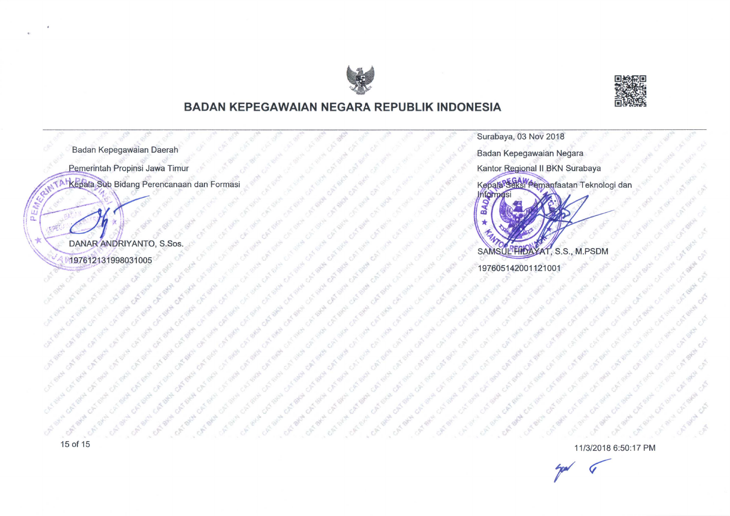# BADAN KEPEGAWAIAN NEGARA REPUBLIK INDONESIA

Badan Kepegawaian Daerah

Pemerintah Propinsi Jawa Timur

Kepala Sub Bidang Perencanaan dan Formasi

DANAR ANDRIYANTO, S.Sos.

197612131998031005

Surabaya, 03 Nov 2018

Badan Kepegawaian Negara

Kantor Regional II BKN Surabaya

Kepala Seksi Pemanfaatan Teknologi dan Informasi

SAMSUL HIDAYAT, S.S., M.PSDM

197605142001121001

11/3/2018 6:50:17 PM